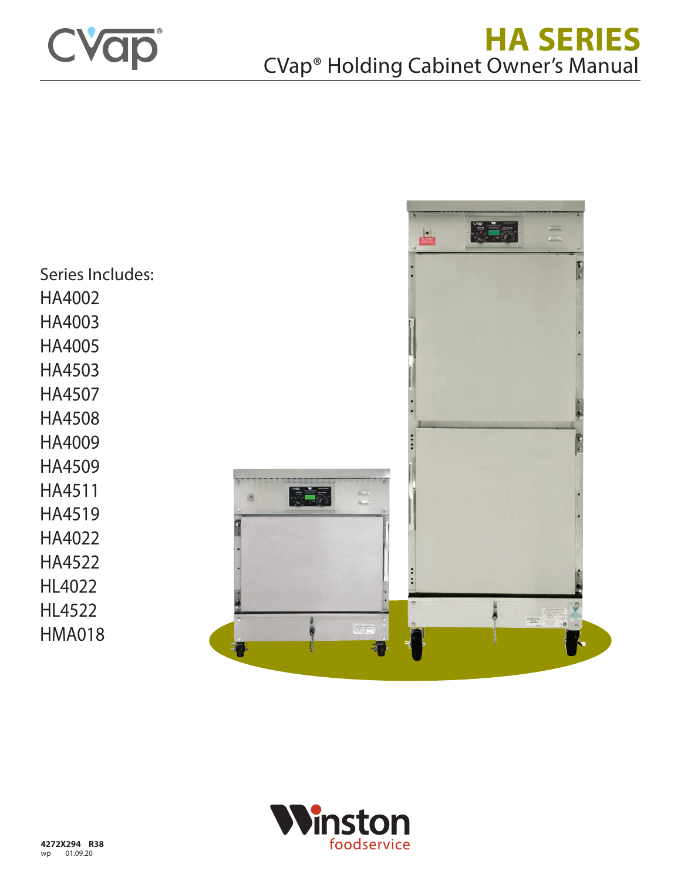CVap®

# HA SERIES

## CVap® Holding Cabinet Owner's Manual

Series Includes:

HA4002
HA4003
HA4005
HA4503
HA4507
HA4508
HA4009
HA4509
HA4511
HA4519
HA4022
HA4522
HL4022
HL4522
HMA018

Winston foodservice

**4272X294 R38**
wp 01.09.20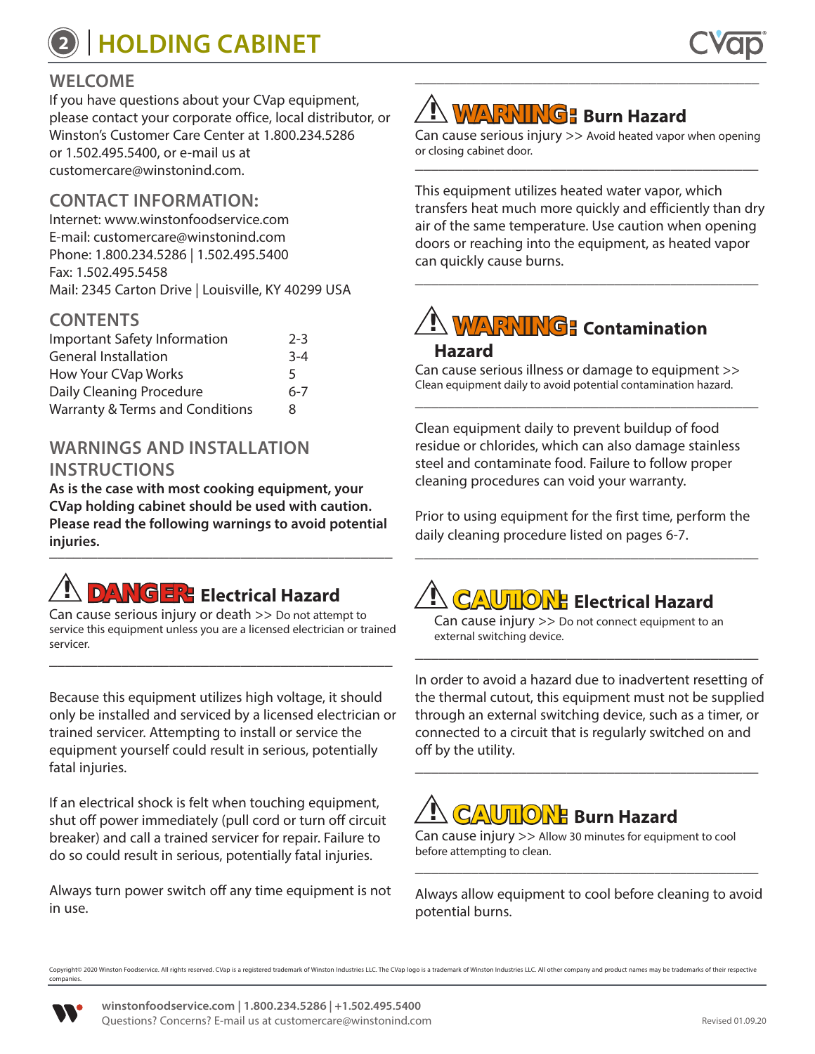# HOLDING CABINET

## WELCOME

If you have questions about your CVap equipment, please contact your corporate office, local distributor, or Winston's Customer Care Center at 1.800.234.5286 or 1.502.495.5400, or e-mail us at customercare@winstonind.com.

## CONTACT INFORMATION:

Internet: www.winstonfoodservice.com
E-mail: customercare@winstonind.com
Phone: 1.800.234.5286 | 1.502.495.5400
Fax: 1.502.495.5458
Mail: 2345 Carton Drive | Louisville, KY 40299 USA

## CONTENTS

| | |
|---|---|
| Important Safety Information | 2-3 |
| General Installation | 3-4 |
| How Your CVap Works | 5 |
| Daily Cleaning Procedure | 6-7 |
| Warranty & Terms and Conditions | 8 |

## WARNINGS AND INSTALLATION INSTRUCTIONS

**As is the case with most cooking equipment, your CVap holding cabinet should be used with caution. Please read the following warnings to avoid potential injuries.**

---

### ⚠ DANGER: Electrical Hazard

Can cause serious injury or death >> Do not attempt to service this equipment unless you are a licensed electrician or trained servicer.

---

Because this equipment utilizes high voltage, it should only be installed and serviced by a licensed electrician or trained servicer. Attempting to install or service the equipment yourself could result in serious, potentially fatal injuries.

If an electrical shock is felt when touching equipment, shut off power immediately (pull cord or turn off circuit breaker) and call a trained servicer for repair. Failure to do so could result in serious, potentially fatal injuries.

Always turn power switch off any time equipment is not in use.

---

### ⚠ WARNING: Burn Hazard

Can cause serious injury >> Avoid heated vapor when opening or closing cabinet door.

---

This equipment utilizes heated water vapor, which transfers heat much more quickly and efficiently than dry air of the same temperature. Use caution when opening doors or reaching into the equipment, as heated vapor can quickly cause burns.

---

### ⚠ WARNING: Contamination Hazard

Can cause serious illness or damage to equipment >> Clean equipment daily to avoid potential contamination hazard.

---

Clean equipment daily to prevent buildup of food residue or chlorides, which can also damage stainless steel and contaminate food. Failure to follow proper cleaning procedures can void your warranty.

Prior to using equipment for the first time, perform the daily cleaning procedure listed on pages 6-7.

---

### ⚠ CAUTION: Electrical Hazard

Can cause injury >> Do not connect equipment to an external switching device.

---

In order to avoid a hazard due to inadvertent resetting of the thermal cutout, this equipment must not be supplied through an external switching device, such as a timer, or connected to a circuit that is regularly switched on and off by the utility.

---

### ⚠ CAUTION: Burn Hazard

Can cause injury >> Allow 30 minutes for equipment to cool before attempting to clean.

---

Always allow equipment to cool before cleaning to avoid potential burns.

Copyright© 2020 Winston Foodservice. All rights reserved. CVap is a registered trademark of Winston Industries LLC. The CVap logo is a trademark of Winston Industries LLC. All other company and product names may be trademarks of their respective companies.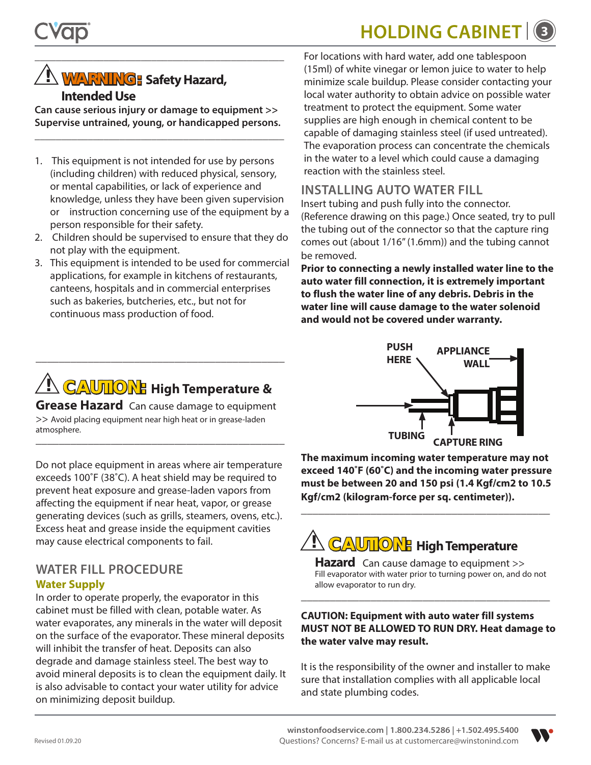## ⚠ WARNING: Safety Hazard, Intended Use

**Can cause serious injury or damage to equipment >> Supervise untrained, young, or handicapped persons.**

1. This equipment is not intended for use by persons (including children) with reduced physical, sensory, or mental capabilities, or lack of experience and knowledge, unless they have been given supervision or instruction concerning use of the equipment by a person responsible for their safety.
2. Children should be supervised to ensure that they do not play with the equipment.
3. This equipment is intended to be used for commercial applications, for example in kitchens of restaurants, canteens, hospitals and in commercial enterprises such as bakeries, butcheries, etc., but not for continuous mass production of food.

## ⚠ CAUTION: High Temperature & Grease Hazard

Can cause damage to equipment >> Avoid placing equipment near high heat or in grease-laden atmosphere.

Do not place equipment in areas where air temperature exceeds 100˚F (38˚C). A heat shield may be required to prevent heat exposure and grease-laden vapors from affecting the equipment if near heat, vapor, or grease generating devices (such as grills, steamers, ovens, etc.). Excess heat and grease inside the equipment cavities may cause electrical components to fail.

## WATER FILL PROCEDURE

### Water Supply

In order to operate properly, the evaporator in this cabinet must be filled with clean, potable water. As water evaporates, any minerals in the water will deposit on the surface of the evaporator. These mineral deposits will inhibit the transfer of heat. Deposits can also degrade and damage stainless steel. The best way to avoid mineral deposits is to clean the equipment daily. It is also advisable to contact your water utility for advice on minimizing deposit buildup.

For locations with hard water, add one tablespoon (15ml) of white vinegar or lemon juice to water to help minimize scale buildup. Please consider contacting your local water authority to obtain advice on possible water treatment to protect the equipment. Some water supplies are high enough in chemical content to be capable of damaging stainless steel (if used untreated). The evaporation process can concentrate the chemicals in the water to a level which could cause a damaging reaction with the stainless steel.

## INSTALLING AUTO WATER FILL

Insert tubing and push fully into the connector. (Reference drawing on this page.) Once seated, try to pull the tubing out of the connector so that the capture ring comes out (about 1/16" (1.6mm)) and the tubing cannot be removed.

**Prior to connecting a newly installed water line to the auto water fill connection, it is extremely important to flush the water line of any debris. Debris in the water line will cause damage to the water solenoid and would not be covered under warranty.**

PUSH HERE — APPLIANCE WALL — TUBING — CAPTURE RING

**The maximum incoming water temperature may not exceed 140˚F (60˚C) and the incoming water pressure must be between 20 and 150 psi (1.4 Kgf/cm2 to 10.5 Kgf/cm2 (kilogram-force per sq. centimeter)).**

## ⚠ CAUTION: High Temperature Hazard

Can cause damage to equipment >> Fill evaporator with water prior to turning power on, and do not allow evaporator to run dry.

**CAUTION: Equipment with auto water fill systems MUST NOT BE ALLOWED TO RUN DRY. Heat damage to the water valve may result.**

It is the responsibility of the owner and installer to make sure that installation complies with all applicable local and state plumbing codes.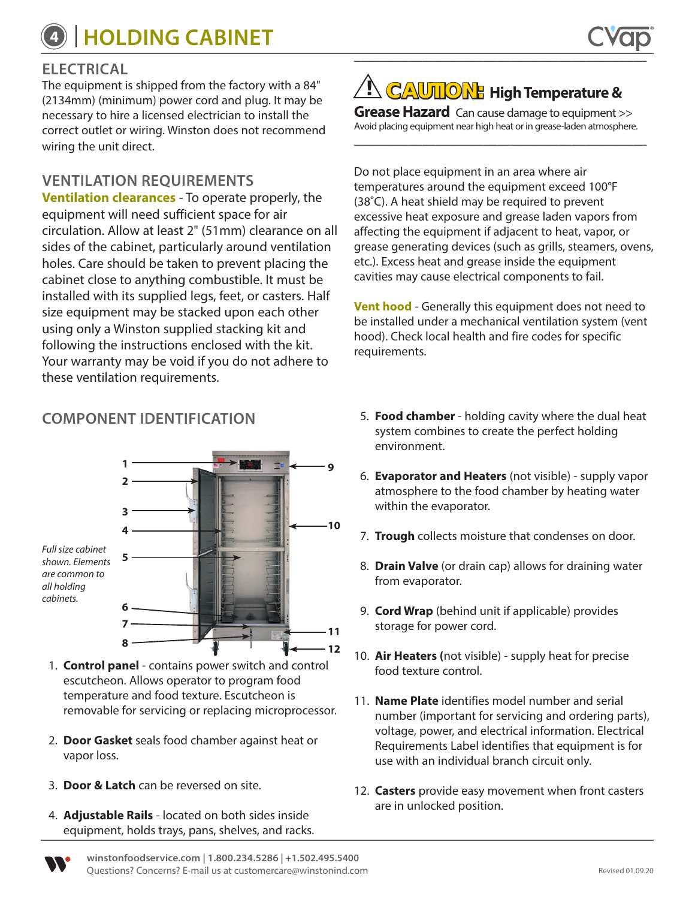# HOLDING CABINET

## ELECTRICAL

The equipment is shipped from the factory with a 84" (2134mm) (minimum) power cord and plug. It may be necessary to hire a licensed electrician to install the correct outlet or wiring. Winston does not recommend wiring the unit direct.

## VENTILATION REQUIREMENTS

**Ventilation clearances** - To operate properly, the equipment will need sufficient space for air circulation. Allow at least 2" (51mm) clearance on all sides of the cabinet, particularly around ventilation holes. Care should be taken to prevent placing the cabinet close to anything combustible. It must be installed with its supplied legs, feet, or casters. Half size equipment may be stacked upon each other using only a Winston supplied stacking kit and following the instructions enclosed with the kit. Your warranty may be void if you do not adhere to these ventilation requirements.

**CAUTION: High Temperature & Grease Hazard** Can cause damage to equipment >> Avoid placing equipment near high heat or in grease-laden atmosphere.

Do not place equipment in an area where air temperatures around the equipment exceed 100°F (38°C). A heat shield may be required to prevent excessive heat exposure and grease laden vapors from affecting the equipment if adjacent to heat, vapor, or grease generating devices (such as grills, steamers, ovens, etc.). Excess heat and grease inside the equipment cavities may cause electrical components to fail.

**Vent hood** - Generally this equipment does not need to be installed under a mechanical ventilation system (vent hood). Check local health and fire codes for specific requirements.

## COMPONENT IDENTIFICATION

*Full size cabinet shown. Elements are common to all holding cabinets.*

1. **Control panel** - contains power switch and control escutcheon. Allows operator to program food temperature and food texture. Escutcheon is removable for servicing or replacing microprocessor.
2. **Door Gasket** seals food chamber against heat or vapor loss.
3. **Door & Latch** can be reversed on site.
4. **Adjustable Rails** - located on both sides inside equipment, holds trays, pans, shelves, and racks.
5. **Food chamber** - holding cavity where the dual heat system combines to create the perfect holding environment.
6. **Evaporator and Heaters** (not visible) - supply vapor atmosphere to the food chamber by heating water within the evaporator.
7. **Trough** collects moisture that condenses on door.
8. **Drain Valve** (or drain cap) allows for draining water from evaporator.
9. **Cord Wrap** (behind unit if applicable) provides storage for power cord.
10. **Air Heaters (**not visible) - supply heat for precise food texture control.
11. **Name Plate** identifies model number and serial number (important for servicing and ordering parts), voltage, power, and electrical information. Electrical Requirements Label identifies that equipment is for use with an individual branch circuit only.
12. **Casters** provide easy movement when front casters are in unlocked position.

winstonfoodservice.com | 1.800.234.5286 | +1.502.495.5400
Questions? Concerns? E-mail us at customercare@winstonind.com

Revised 01.09.20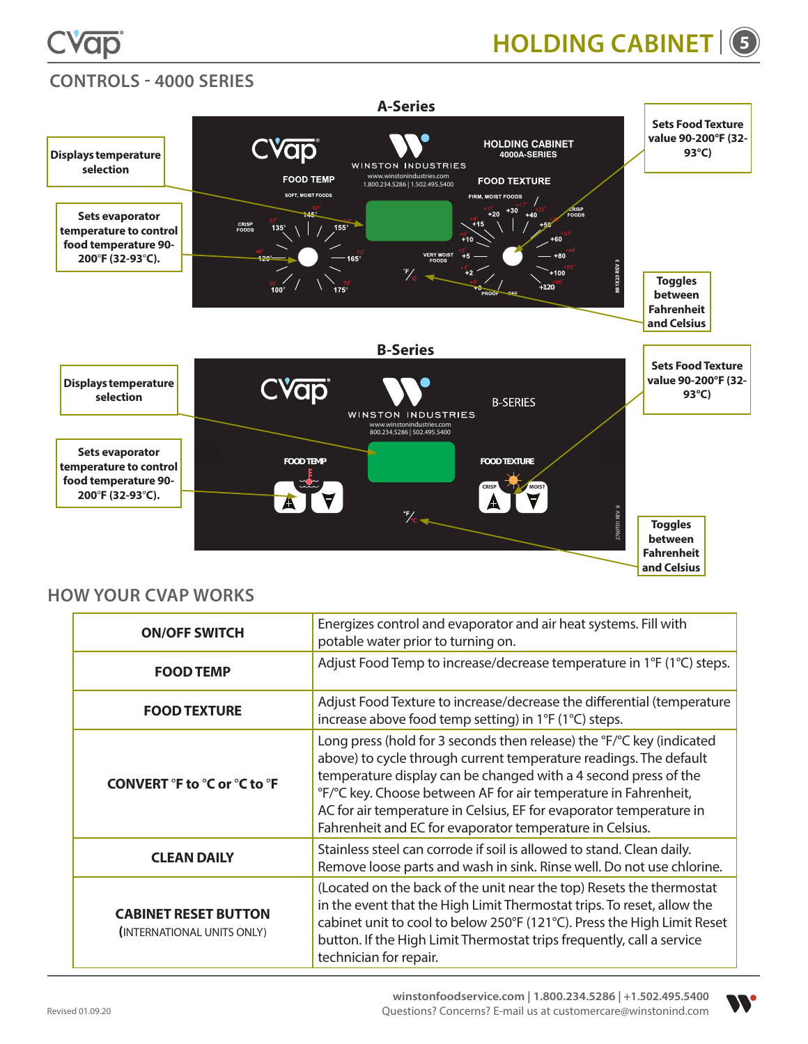## CONTROLS - 4000 SERIES

### A-Series

Displays temperature selection

Sets evaporator temperature to control food temperature 90-200°F (32-93°C).

Sets Food Texture value 90-200°F (32-93°C)

Toggles between Fahrenheit and Celsius

### B-Series

Displays temperature selection

Sets evaporator temperature to control food temperature 90-200°F (32-93°C).

Sets Food Texture value 90-200°F (32-93°C)

Toggles between Fahrenheit and Celsius

## HOW YOUR CVAP WORKS

| | |
|---|---|
| **ON/OFF SWITCH** | Energizes control and evaporator and air heat systems. Fill with potable water prior to turning on. |
| **FOOD TEMP** | Adjust Food Temp to increase/decrease temperature in 1°F (1°C) steps. |
| **FOOD TEXTURE** | Adjust Food Texture to increase/decrease the differential (temperature increase above food temp setting) in 1°F (1°C) steps. |
| **CONVERT °F to °C or °C to °F** | Long press (hold for 3 seconds then release) the °F/°C key (indicated above) to cycle through current temperature readings. The default temperature display can be changed with a 4 second press of the °F/°C key. Choose between AF for air temperature in Fahrenheit, AC for air temperature in Celsius, EF for evaporator temperature in Fahrenheit and EC for evaporator temperature in Celsius. |
| **CLEAN DAILY** | Stainless steel can corrode if soil is allowed to stand. Clean daily. Remove loose parts and wash in sink. Rinse well. Do not use chlorine. |
| **CABINET RESET BUTTON** (INTERNATIONAL UNITS ONLY) | (Located on the back of the unit near the top) Resets the thermostat in the event that the High Limit Thermostat trips. To reset, allow the cabinet unit to cool to below 250°F (121°C). Press the High Limit Reset button. If the High Limit Thermostat trips frequently, call a service technician for repair. |

Revised 01.09.20

winstonfoodservice.com | 1.800.234.5286 | +1.502.495.5400
Questions? Concerns? E-mail us at customercare@winstonind.com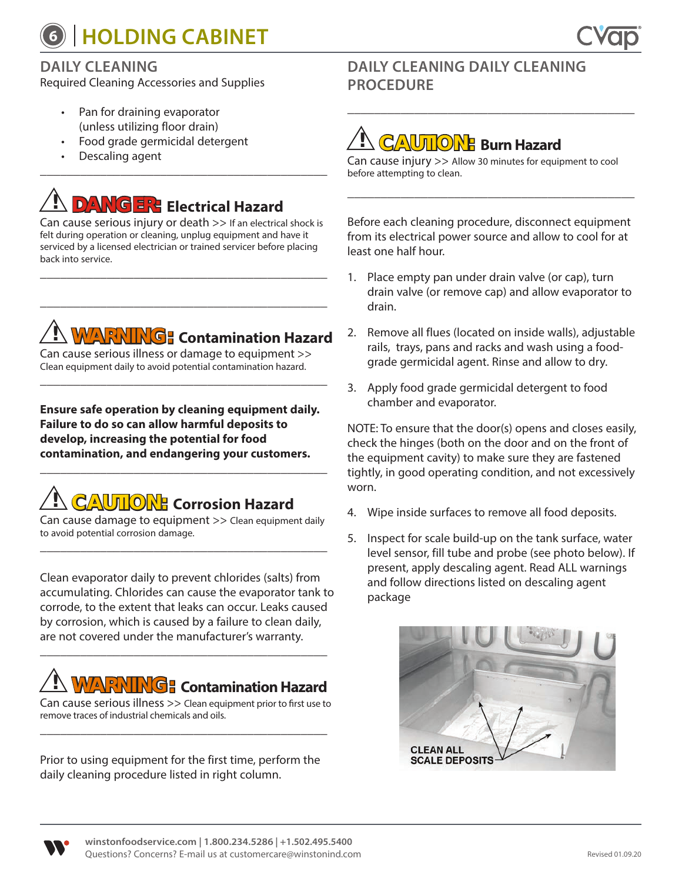# 6 | HOLDING CABINET

## DAILY CLEANING

Required Cleaning Accessories and Supplies

- Pan for draining evaporator (unless utilizing floor drain)
- Food grade germicidal detergent
- Descaling agent

---

**⚠ DANGER: Electrical Hazard**

Can cause serious injury or death >> If an electrical shock is felt during operation or cleaning, unplug equipment and have it serviced by a licensed electrician or trained servicer before placing back into service.

---

**⚠ WARNING: Contamination Hazard**

Can cause serious illness or damage to equipment >> Clean equipment daily to avoid potential contamination hazard.

---

**Ensure safe operation by cleaning equipment daily. Failure to do so can allow harmful deposits to develop, increasing the potential for food contamination, and endangering your customers.**

---

**⚠ CAUTION: Corrosion Hazard**

Can cause damage to equipment >> Clean equipment daily to avoid potential corrosion damage.

---

Clean evaporator daily to prevent chlorides (salts) from accumulating. Chlorides can cause the evaporator tank to corrode, to the extent that leaks can occur. Leaks caused by corrosion, which is caused by a failure to clean daily, are not covered under the manufacturer's warranty.

---

**⚠ WARNING: Contamination Hazard**

Can cause serious illness >> Clean equipment prior to first use to remove traces of industrial chemicals and oils.

---

Prior to using equipment for the first time, perform the daily cleaning procedure listed in right column.

## DAILY CLEANING DAILY CLEANING PROCEDURE

---

**⚠ CAUTION: Burn Hazard**

Can cause injury >> Allow 30 minutes for equipment to cool before attempting to clean.

---

Before each cleaning procedure, disconnect equipment from its electrical power source and allow to cool for at least one half hour.

1. Place empty pan under drain valve (or cap), turn drain valve (or remove cap) and allow evaporator to drain.
2. Remove all flues (located on inside walls), adjustable rails, trays, pans and racks and wash using a food-grade germicidal agent. Rinse and allow to dry.
3. Apply food grade germicidal detergent to food chamber and evaporator.

NOTE: To ensure that the door(s) opens and closes easily, check the hinges (both on the door and on the front of the equipment cavity) to make sure they are fastened tightly, in good operating condition, and not excessively worn.

4. Wipe inside surfaces to remove all food deposits.
5. Inspect for scale build-up on the tank surface, water level sensor, fill tube and probe (see photo below). If present, apply descaling agent. Read ALL warnings and follow directions listed on descaling agent package

CLEAN ALL SCALE DEPOSITS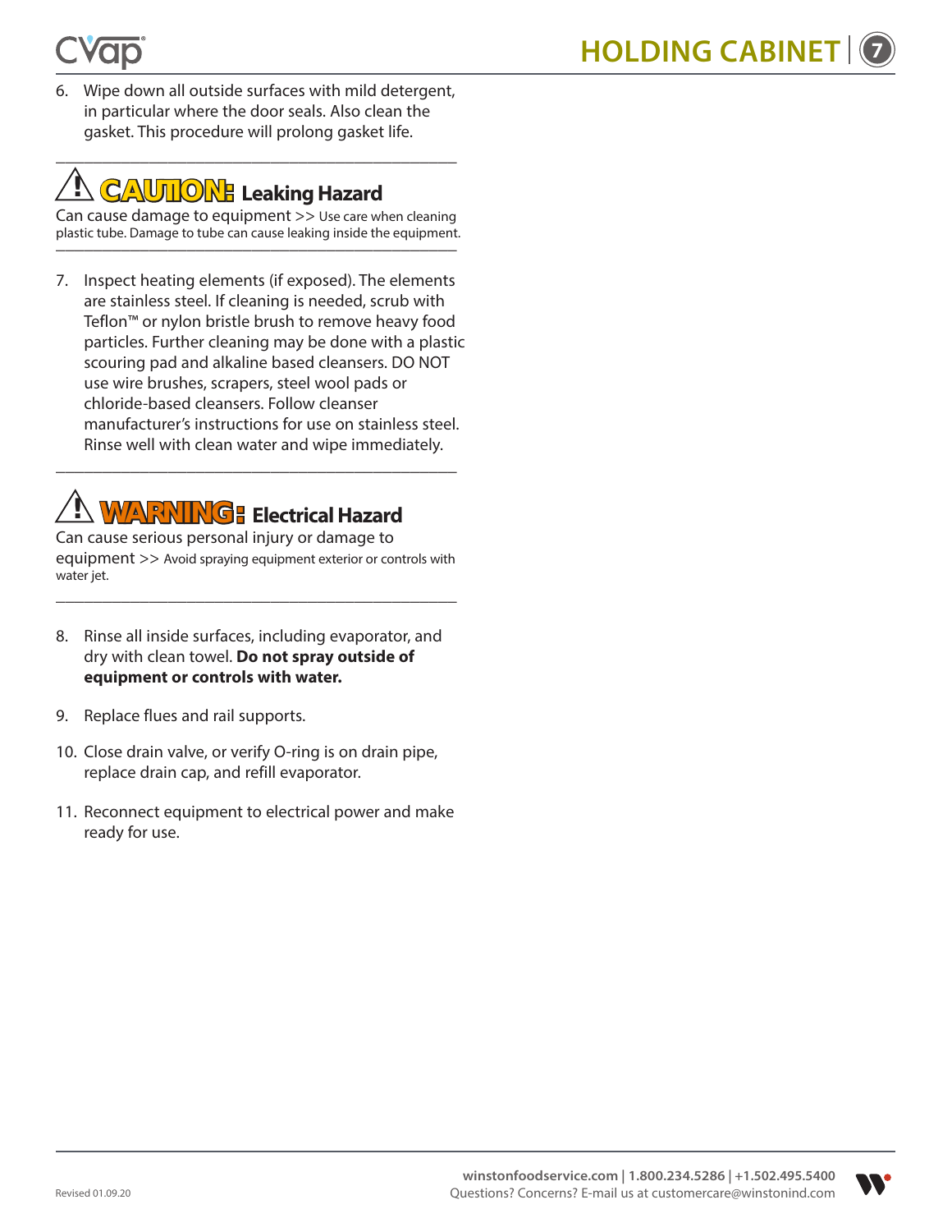6. Wipe down all outside surfaces with mild detergent, in particular where the door seals. Also clean the gasket. This procedure will prolong gasket life.

---

**⚠ CAUTION: Leaking Hazard**

Can cause damage to equipment >> Use care when cleaning plastic tube. Damage to tube can cause leaking inside the equipment.

---

7. Inspect heating elements (if exposed). The elements are stainless steel. If cleaning is needed, scrub with Teflon™ or nylon bristle brush to remove heavy food particles. Further cleaning may be done with a plastic scouring pad and alkaline based cleansers. DO NOT use wire brushes, scrapers, steel wool pads or chloride-based cleansers. Follow cleanser manufacturer's instructions for use on stainless steel. Rinse well with clean water and wipe immediately.

---

**⚠ WARNING: Electrical Hazard**

Can cause serious personal injury or damage to equipment >> Avoid spraying equipment exterior or controls with water jet.

---

8. Rinse all inside surfaces, including evaporator, and dry with clean towel. **Do not spray outside of equipment or controls with water.**

9. Replace flues and rail supports.

10. Close drain valve, or verify O-ring is on drain pipe, replace drain cap, and refill evaporator.

11. Reconnect equipment to electrical power and make ready for use.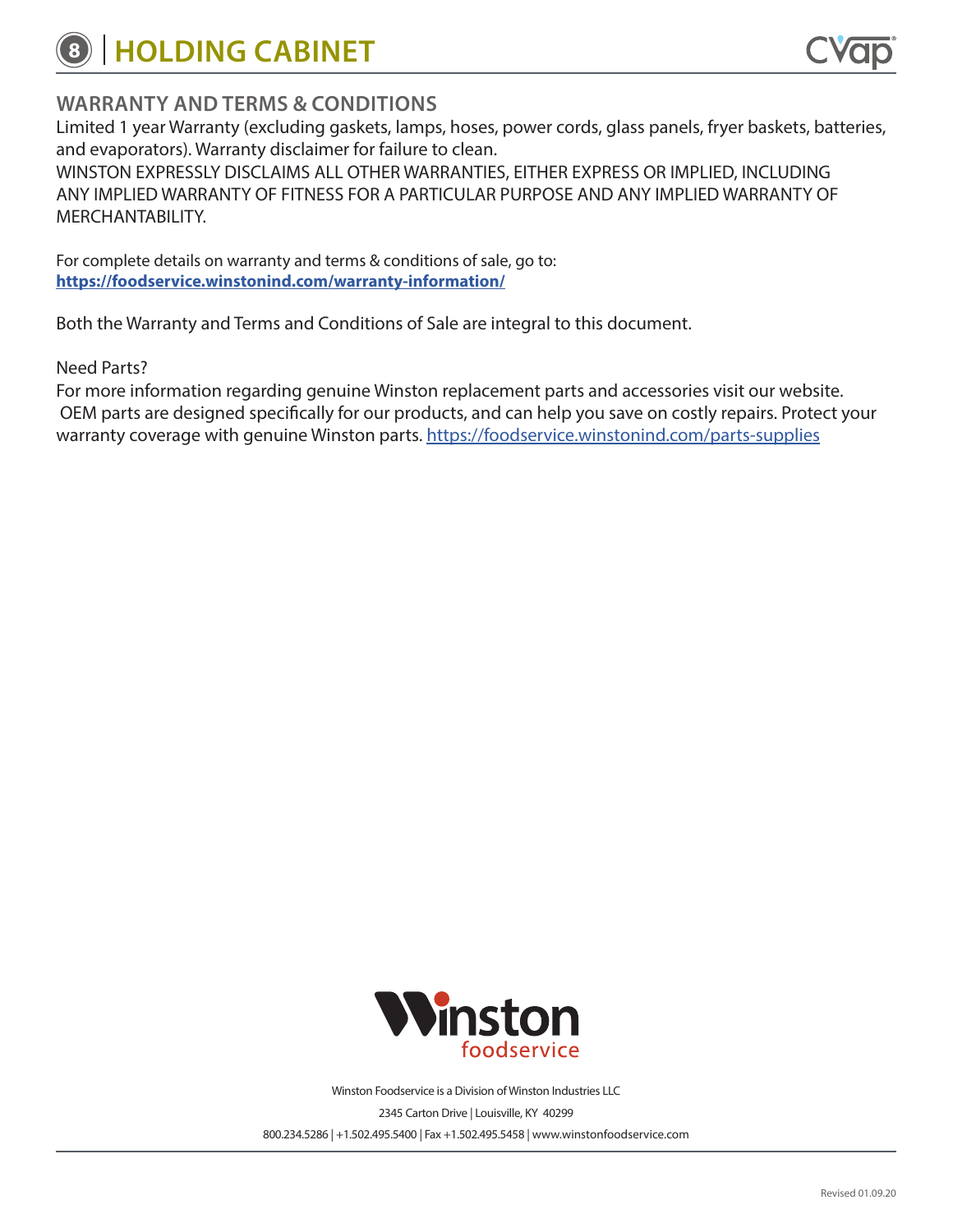## WARRANTY AND TERMS & CONDITIONS

Limited 1 year Warranty (excluding gaskets, lamps, hoses, power cords, glass panels, fryer baskets, batteries, and evaporators). Warranty disclaimer for failure to clean.

WINSTON EXPRESSLY DISCLAIMS ALL OTHER WARRANTIES, EITHER EXPRESS OR IMPLIED, INCLUDING ANY IMPLIED WARRANTY OF FITNESS FOR A PARTICULAR PURPOSE AND ANY IMPLIED WARRANTY OF MERCHANTABILITY.

For complete details on warranty and terms & conditions of sale, go to:
**https://foodservice.winstonind.com/warranty-information/**

Both the Warranty and Terms and Conditions of Sale are integral to this document.

Need Parts?

For more information regarding genuine Winston replacement parts and accessories visit our website. OEM parts are designed specifically for our products, and can help you save on costly repairs. Protect your warranty coverage with genuine Winston parts. https://foodservice.winstonind.com/parts-supplies

Winston foodservice

Winston Foodservice is a Division of Winston Industries LLC

2345 Carton Drive | Louisville, KY 40299

800.234.5286 | +1.502.495.5400 | Fax +1.502.495.5458 | www.winstonfoodservice.com

Revised 01.09.20